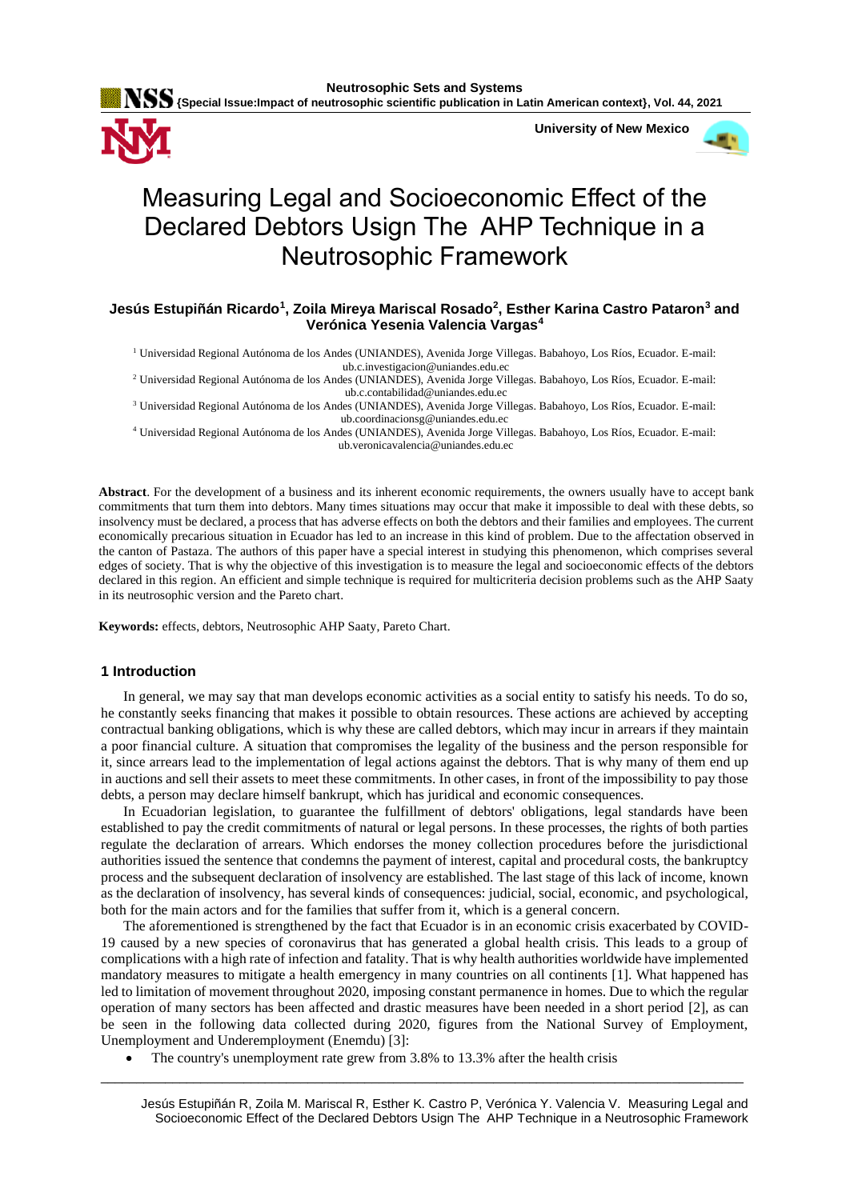# Measuring Legal and Socioeconomic Effect of the Declared Debtors Usign The AHP Technique in a Neutrosophic Framework

**Jesús Estupiñán Ricardo[1], Zoila Mireya Mariscal Rosado[2], Esther Karina Castro Pataron[3] and Verónica Yesenia Valencia Vargas[4]**

[1] Universidad Regional Autónoma de los Andes (UNIANDES), Avenida Jorge Villegas. Babahoyo, Los Ríos, Ecuador. E-mail: ub.c.investigacion@uniandes.edu.ec

[2] Universidad Regional Autónoma de los Andes (UNIANDES), Avenida Jorge Villegas. Babahoyo, Los Ríos, Ecuador. E-mail: ub.c.contabilidad@uniandes.edu.ec

[3] Universidad Regional Autónoma de los Andes (UNIANDES), Avenida Jorge Villegas. Babahoyo, Los Ríos, Ecuador. E-mail: ub.coordinacionsg@uniandes.edu.ec

[4] Universidad Regional Autónoma de los Andes (UNIANDES), Avenida Jorge Villegas. Babahoyo, Los Ríos, Ecuador. E-mail: ub.veronicavalencia@uniandes.edu.ec

**Abstract**. For the development of a business and its inherent economic requirements, the owners usually have to accept bank commitments that turn them into debtors. Many times situations may occur that make it impossible to deal with these debts, so insolvency must be declared, a process that has adverse effects on both the debtors and their families and employees. The current economically precarious situation in Ecuador has led to an increase in this kind of problem. Due to the affectation observed in the canton of Pastaza. The authors of this paper have a special interest in studying this phenomenon, which comprises several edges of society. That is why the objective of this investigation is to measure the legal and socioeconomic effects of the debtors declared in this region. An efficient and simple technique is required for multicriteria decision problems such as the AHP Saaty in its neutrosophic version and the Pareto chart.

**Keywords:** effects, debtors, Neutrosophic AHP Saaty, Pareto Chart.

## 1 Introduction

In general, we may say that man develops economic activities as a social entity to satisfy his needs. To do so, he constantly seeks financing that makes it possible to obtain resources. These actions are achieved by accepting contractual banking obligations, which is why these are called debtors, which may incur in arrears if they maintain a poor financial culture. A situation that compromises the legality of the business and the person responsible for it, since arrears lead to the implementation of legal actions against the debtors. That is why many of them end up in auctions and sell their assets to meet these commitments. In other cases, in front of the impossibility to pay those debts, a person may declare himself bankrupt, which has juridical and economic consequences.

In Ecuadorian legislation, to guarantee the fulfillment of debtors' obligations, legal standards have been established to pay the credit commitments of natural or legal persons. In these processes, the rights of both parties regulate the declaration of arrears. Which endorses the money collection procedures before the jurisdictional authorities issued the sentence that condemns the payment of interest, capital and procedural costs, the bankruptcy process and the subsequent declaration of insolvency are established. The last stage of this lack of income, known as the declaration of insolvency, has several kinds of consequences: judicial, social, economic, and psychological, both for the main actors and for the families that suffer from it, which is a general concern.

The aforementioned is strengthened by the fact that Ecuador is in an economic crisis exacerbated by COVID-19 caused by a new species of coronavirus that has generated a global health crisis. This leads to a group of complications with a high rate of infection and fatality. That is why health authorities worldwide have implemented mandatory measures to mitigate a health emergency in many countries on all continents [1]. What happened has led to limitation of movement throughout 2020, imposing constant permanence in homes. Due to which the regular operation of many sectors has been affected and drastic measures have been needed in a short period [2], as can be seen in the following data collected during 2020, figures from the National Survey of Employment, Unemployment and Underemployment (Enemdu) [3]:

- The country's unemployment rate grew from 3.8% to 13.3% after the health crisis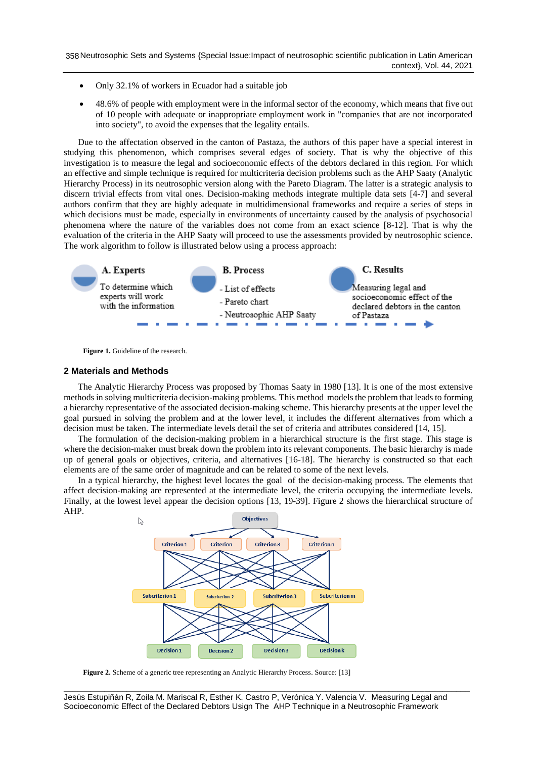- Only 32.1% of workers in Ecuador had a suitable job
- 48.6% of people with employment were in the informal sector of the economy, which means that five out of 10 people with adequate or inappropriate employment work in "companies that are not incorporated into society", to avoid the expenses that the legality entails.

Due to the affectation observed in the canton of Pastaza, the authors of this paper have a special interest in studying this phenomenon, which comprises several edges of society. That is why the objective of this investigation is to measure the legal and socioeconomic effects of the debtors declared in this region. For which an effective and simple technique is required for multicriteria decision problems such as the AHP Saaty (Analytic Hierarchy Process) in its neutrosophic version along with the Pareto Diagram. The latter is a strategic analysis to discern trivial effects from vital ones. Decision-making methods integrate multiple data sets [4-7] and several authors confirm that they are highly adequate in multidimensional frameworks and require a series of steps in which decisions must be made, especially in environments of uncertainty caused by the analysis of psychosocial phenomena where the nature of the variables does not come from an exact science [8-12]. That is why the evaluation of the criteria in the AHP Saaty will proceed to use the assessments provided by neutrosophic science. The work algorithm to follow is illustrated below using a process approach:

**A. Experts**
To determine which experts will work with the information

**B. Process**
- List of effects
- Pareto chart
- Neutrosophic AHP Saaty

**C. Results**
Measuring legal and socioeconomic effect of the declared debtors in the canton of Pastaza

**Figure 1.** Guideline of the research.

## 2 Materials and Methods

The Analytic Hierarchy Process was proposed by Thomas Saaty in 1980 [13]. It is one of the most extensive methods in solving multicriteria decision-making problems. This method models the problem that leads to forming a hierarchy representative of the associated decision-making scheme. This hierarchy presents at the upper level the goal pursued in solving the problem and at the lower level, it includes the different alternatives from which a decision must be taken. The intermediate levels detail the set of criteria and attributes considered [14, 15].

The formulation of the decision-making problem in a hierarchical structure is the first stage. This stage is where the decision-maker must break down the problem into its relevant components. The basic hierarchy is made up of general goals or objectives, criteria, and alternatives [16-18]. The hierarchy is constructed so that each elements are of the same order of magnitude and can be related to some of the next levels.

In a typical hierarchy, the highest level locates the goal of the decision-making process. The elements that affect decision-making are represented at the intermediate level, the criteria occupying the intermediate levels. Finally, at the lowest level appear the decision options [13, 19-39]. Figure 2 shows the hierarchical structure of AHP.

Objectives

Criterion 1 | Criterion | Criterion 3 | Criterion n

Subcriterion 1 | Subcriterion 2 | Subcriterion 3 | Subcriterion m

Decision 1 | Decision 2 | Decision 3 | Decision k

**Figure 2.** Scheme of a generic tree representing an Analytic Hierarchy Process. Source: [13]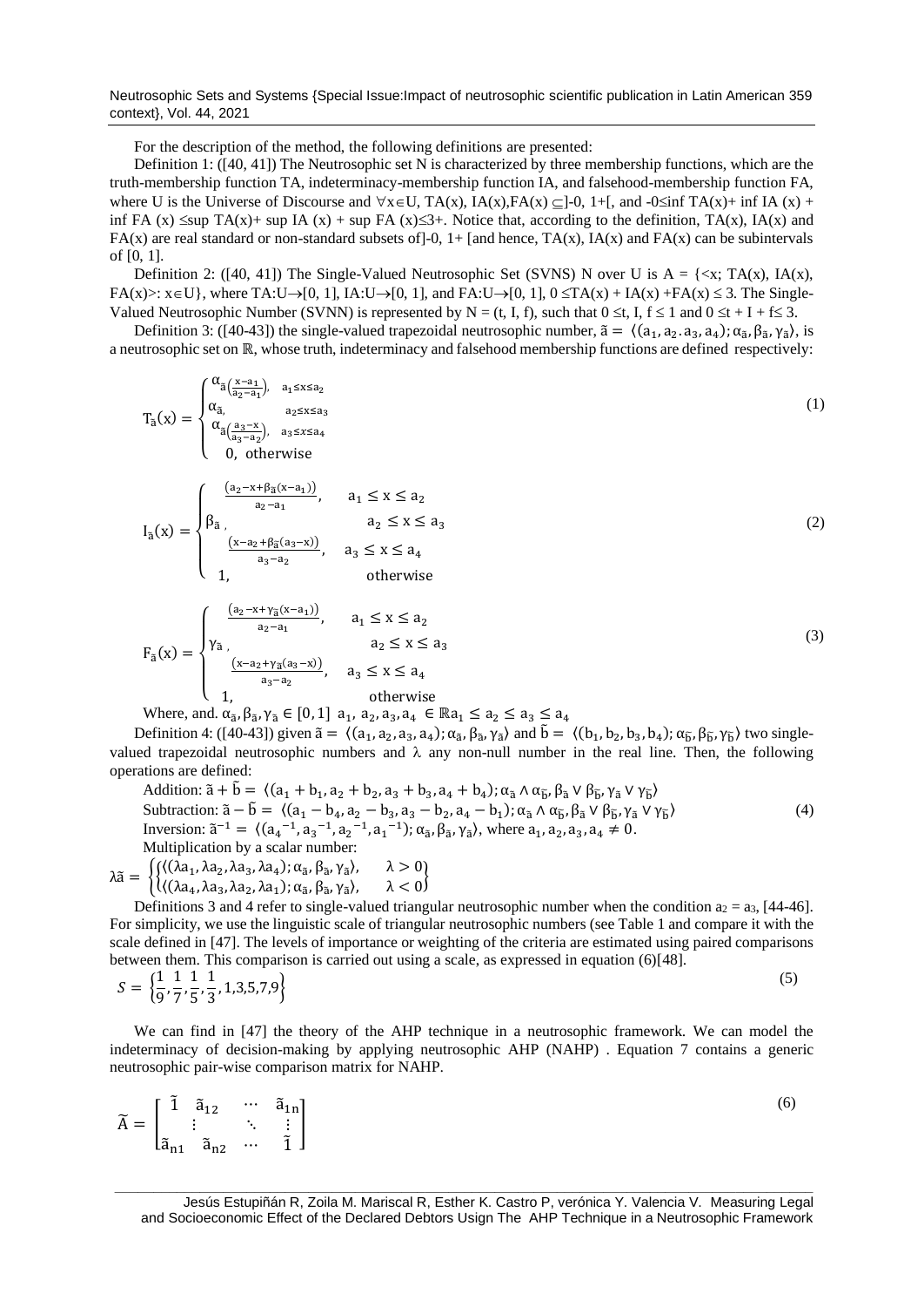For the description of the method, the following definitions are presented:

Definition 1: ([40, 41]) The Neutrosophic set N is characterized by three membership functions, which are the truth-membership function TA, indeterminacy-membership function IA, and falsehood-membership function FA, where U is the Universe of Discourse and $\forall x \in U$, TA(x), IA(x),FA(x) $\subseteq$]-0, 1+[, and -0≤inf TA(x)+ inf IA (x) + inf FA (x) ≤sup TA(x)+ sup IA (x) + sup FA (x)≤3+. Notice that, according to the definition, TA(x), IA(x) and FA(x) are real standard or non-standard subsets of]-0, 1+ [and hence, TA(x), IA(x) and FA(x) can be subintervals of [0, 1].

Definition 2: ([40, 41]) The Single-Valued Neutrosophic Set (SVNS) N over U is A = {<x; TA(x), IA(x), FA(x)>: x∈U}, where TA:U→[0, 1], IA:U→[0, 1], and FA:U→[0, 1], 0 ≤TA(x) + IA(x) +FA(x) ≤ 3. The Single-Valued Neutrosophic Number (SVNN) is represented by N = (t, I, f), such that 0 ≤t, I, f ≤ 1 and 0 ≤t + I + f≤ 3.

Definition 3: ([40-43]) the single-valued trapezoidal neutrosophic number, $\tilde{a} = \langle (a_1, a_2, a_3, a_4); \alpha_{\tilde{a}}, \beta_{\tilde{a}}, \gamma_{\tilde{a}} \rangle$, is a neutrosophic set on $\mathbb{R}$, whose truth, indeterminacy and falsehood membership functions are defined respectively:

$$T_{\tilde{a}}(x) = \begin{cases} \alpha_{\tilde{a}}\left(\frac{x-a_1}{a_2-a_1}\right), & a_1 \le x \le a_2 \\ \alpha_{\tilde{a}}, & a_2 \le x \le a_3 \\ \alpha_{\tilde{a}}\left(\frac{a_3-x}{a_3-a_2}\right), & a_3 \le x \le a_4 \\ 0, & \text{otherwise} \end{cases} \tag{1}$$

$$I_{\tilde{a}}(x) = \begin{cases} \frac{(a_2-x+\beta_{\tilde{a}}(x-a_1))}{a_2-a_1}, & a_1 \le x \le a_2 \\ \beta_{\tilde{a}}, & a_2 \le x \le a_3 \\ \frac{(x-a_2+\beta_{\tilde{a}}(a_3-x))}{a_3-a_2}, & a_3 \le x \le a_4 \\ 1, & \text{otherwise} \end{cases} \tag{2}$$

$$F_{\tilde{a}}(x) = \begin{cases} \frac{(a_2-x+\gamma_{\tilde{a}}(x-a_1))}{a_2-a_1}, & a_1 \le x \le a_2 \\ \gamma_{\tilde{a}}, & a_2 \le x \le a_3 \\ \frac{(x-a_2+\gamma_{\tilde{a}}(a_3-x))}{a_3-a_2}, & a_3 \le x \le a_4 \\ 1, & \text{otherwise} \end{cases} \tag{3}$$

Where, and. $\alpha_{\tilde{a}}, \beta_{\tilde{a}}, \gamma_{\tilde{a}} \in [0,1]$ $a_1, a_2, a_3, a_4 \in \mathbb{R} a_1 \le a_2 \le a_3 \le a_4$

Definition 4: ([40-43]) given $\tilde{a} = \langle (a_1, a_2, a_3, a_4); \alpha_{\tilde{a}}, \beta_{\tilde{a}}, \gamma_{\tilde{a}} \rangle$ and $\tilde{b} = \langle (b_1, b_2, b_3, b_4); \alpha_{\tilde{b}}, \beta_{\tilde{b}}, \gamma_{\tilde{b}} \rangle$ two single-valued trapezoidal neutrosophic numbers and λ any non-null number in the real line. Then, the following operations are defined:

Addition: $\tilde{a} + \tilde{b} = \langle (a_1 + b_1, a_2 + b_2, a_3 + b_3, a_4 + b_4); \alpha_{\tilde{a}} \wedge \alpha_{\tilde{b}}, \beta_{\tilde{a}} \vee \beta_{\tilde{b}}, \gamma_{\tilde{a}} \vee \gamma_{\tilde{b}} \rangle$

Subtraction: $\tilde{a} - \tilde{b} = \langle (a_1 - b_4, a_2 - b_3, a_3 - b_2, a_4 - b_1); \alpha_{\tilde{a}} \wedge \alpha_{\tilde{b}}, \beta_{\tilde{a}} \vee \beta_{\tilde{b}}, \gamma_{\tilde{a}} \vee \gamma_{\tilde{b}} \rangle$ (4)

Inversion: $\tilde{a}^{-1} = \langle (a_4^{-1}, a_3^{-1}, a_2^{-1}, a_1^{-1}); \alpha_{\tilde{a}}, \beta_{\tilde{a}}, \gamma_{\tilde{a}} \rangle$, where $a_1, a_2, a_3, a_4 \neq 0$.

Multiplication by a scalar number:

$$\lambda\tilde{a} = \begin{cases} \langle (\lambda a_1, \lambda a_2, \lambda a_3, \lambda a_4); \alpha_{\tilde{a}}, \beta_{\tilde{a}}, \gamma_{\tilde{a}} \rangle, & \lambda > 0 \\ \langle (\lambda a_4, \lambda a_3, \lambda a_2, \lambda a_1); \alpha_{\tilde{a}}, \beta_{\tilde{a}}, \gamma_{\tilde{a}} \rangle, & \lambda < 0 \end{cases}$$

Definitions 3 and 4 refer to single-valued triangular neutrosophic number when the condition $a_2 = a_3$, [44-46]. For simplicity, we use the linguistic scale of triangular neutrosophic numbers (see Table 1 and compare it with the scale defined in [47]. The levels of importance or weighting of the criteria are estimated using paired comparisons between them. This comparison is carried out using a scale, as expressed in equation (6)[48].

$$S = \left\{\frac{1}{9}, \frac{1}{7}, \frac{1}{5}, \frac{1}{3}, 1, 3, 5, 7, 9\right\} \tag{5}$$

We can find in [47] the theory of the AHP technique in a neutrosophic framework. We can model the indeterminacy of decision-making by applying neutrosophic AHP (NAHP) . Equation 7 contains a generic neutrosophic pair-wise comparison matrix for NAHP.

$$\tilde{A} = \begin{bmatrix} \tilde{1} & \tilde{a}_{12} & \cdots & \tilde{a}_{1n} \\ \vdots & & \ddots & \vdots \\ \tilde{a}_{n1} & \tilde{a}_{n2} & \cdots & \tilde{1} \end{bmatrix} \tag{6}$$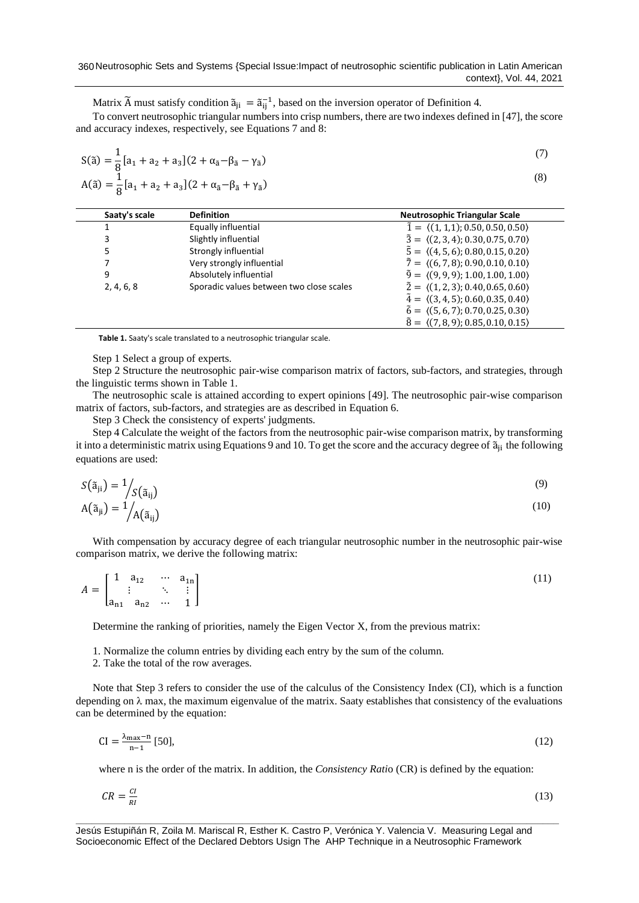Matrix $\widetilde{A}$ must satisfy condition $\tilde{a}_{ji} = \tilde{a}_{ij}^{-1}$, based on the inversion operator of Definition 4.

To convert neutrosophic triangular numbers into crisp numbers, there are two indexes defined in [47], the score and accuracy indexes, respectively, see Equations 7 and 8:

$$S(\tilde{a}) = \frac{1}{8}[a_1 + a_2 + a_3](2 + \alpha_{\tilde{a}} - \beta_{\tilde{a}} - \gamma_{\tilde{a}}) \tag{7}$$

$$A(\tilde{a}) = \frac{1}{8}[a_1 + a_2 + a_3](2 + \alpha_{\tilde{a}} - \beta_{\tilde{a}} + \gamma_{\tilde{a}}) \tag{8}$$

| Saaty's scale | Definition | Neutrosophic Triangular Scale |
|---|---|---|
| 1 | Equally influential | $\tilde{1} = \langle(1, 1, 1); 0.50, 0.50, 0.50\rangle$ |
| 3 | Slightly influential | $\tilde{3} = \langle(2, 3, 4); 0.30, 0.75, 0.70\rangle$ |
| 5 | Strongly influential | $\tilde{5} = \langle(4, 5, 6); 0.80, 0.15, 0.20\rangle$ |
| 7 | Very strongly influential | $\tilde{7} = \langle(6, 7, 8); 0.90, 0.10, 0.10\rangle$ |
| 9 | Absolutely influential | $\tilde{9} = \langle(9, 9, 9); 1.00, 1.00, 1.00\rangle$ |
| 2, 4, 6, 8 | Sporadic values between two close scales | $\tilde{2} = \langle(1, 2, 3); 0.40, 0.65, 0.60\rangle$ |
| | | $\tilde{4} = \langle(3, 4, 5); 0.60, 0.35, 0.40\rangle$ |
| | | $\tilde{6} = \langle(5, 6, 7); 0.70, 0.25, 0.30\rangle$ |
| | | $\tilde{8} = \langle(7, 8, 9); 0.85, 0.10, 0.15\rangle$ |

**Table 1.** Saaty's scale translated to a neutrosophic triangular scale.

Step 1 Select a group of experts.

Step 2 Structure the neutrosophic pair-wise comparison matrix of factors, sub-factors, and strategies, through the linguistic terms shown in Table 1.

The neutrosophic scale is attained according to expert opinions [49]. The neutrosophic pair-wise comparison matrix of factors, sub-factors, and strategies are as described in Equation 6.

Step 3 Check the consistency of experts' judgments.

Step 4 Calculate the weight of the factors from the neutrosophic pair-wise comparison matrix, by transforming it into a deterministic matrix using Equations 9 and 10. To get the score and the accuracy degree of $\tilde{a}_{ji}$ the following equations are used:

$$S(\tilde{a}_{ji}) = 1/S(\tilde{a}_{ij}) \tag{9}$$

$$A(\tilde{a}_{ji}) = 1/A(\tilde{a}_{ij}) \tag{10}$$

With compensation by accuracy degree of each triangular neutrosophic number in the neutrosophic pair-wise comparison matrix, we derive the following matrix:

$$A = \begin{bmatrix} 1 & a_{12} & \cdots & a_{1n} \\ \vdots & & \ddots & \vdots \\ a_{n1} & a_{n2} & \cdots & 1 \end{bmatrix} \tag{11}$$

Determine the ranking of priorities, namely the Eigen Vector X, from the previous matrix:

1. Normalize the column entries by dividing each entry by the sum of the column.
2. Take the total of the row averages.

Note that Step 3 refers to consider the use of the calculus of the Consistency Index (CI), which is a function depending on $\lambda$ max, the maximum eigenvalue of the matrix. Saaty establishes that consistency of the evaluations can be determined by the equation:

$$CI = \frac{\lambda_{max} - n}{n - 1} \text{ [50]}, \tag{12}$$

where n is the order of the matrix. In addition, the *Consistency Ratio* (CR) is defined by the equation:

$$CR = \frac{CI}{RI} \tag{13}$$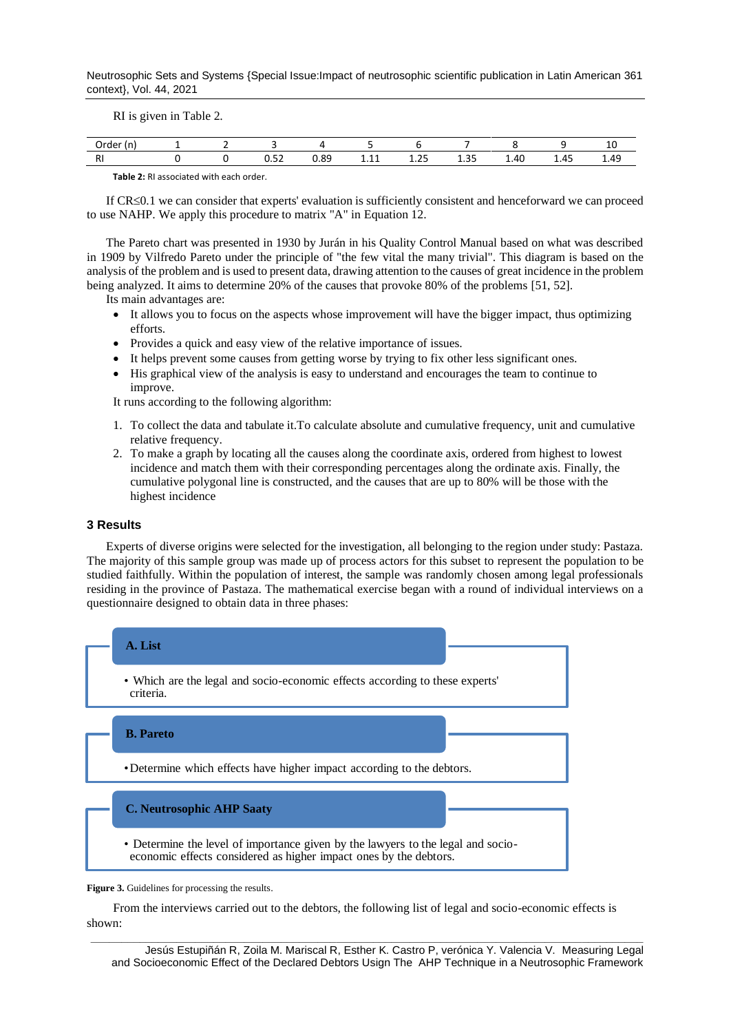RI is given in Table 2.

| Order (n) | 1 | 2 | 3 | 4 | 5 | 6 | 7 | 8 | 9 | 10 |
|---|---|---|---|---|---|---|---|---|---|---|
| RI | 0 | 0 | 0.52 | 0.89 | 1.11 | 1.25 | 1.35 | 1.40 | 1.45 | 1.49 |

**Table 2:** RI associated with each order.

If CR≤0.1 we can consider that experts' evaluation is sufficiently consistent and henceforward we can proceed to use NAHP. We apply this procedure to matrix "A" in Equation 12.

The Pareto chart was presented in 1930 by Jurán in his Quality Control Manual based on what was described in 1909 by Vilfredo Pareto under the principle of "the few vital the many trivial". This diagram is based on the analysis of the problem and is used to present data, drawing attention to the causes of great incidence in the problem being analyzed. It aims to determine 20% of the causes that provoke 80% of the problems [51, 52].

Its main advantages are:

- It allows you to focus on the aspects whose improvement will have the bigger impact, thus optimizing efforts.
- Provides a quick and easy view of the relative importance of issues.
- It helps prevent some causes from getting worse by trying to fix other less significant ones.
- His graphical view of the analysis is easy to understand and encourages the team to continue to improve.

It runs according to the following algorithm:

1. To collect the data and tabulate it.To calculate absolute and cumulative frequency, unit and cumulative relative frequency.
2. To make a graph by locating all the causes along the coordinate axis, ordered from highest to lowest incidence and match them with their corresponding percentages along the ordinate axis. Finally, the cumulative polygonal line is constructed, and the causes that are up to 80% will be those with the highest incidence

## 3 Results

Experts of diverse origins were selected for the investigation, all belonging to the region under study: Pastaza. The majority of this sample group was made up of process actors for this subset to represent the population to be studied faithfully. Within the population of interest, the sample was randomly chosen among legal professionals residing in the province of Pastaza. The mathematical exercise began with a round of individual interviews on a questionnaire designed to obtain data in three phases:

**A. List**

- Which are the legal and socio-economic effects according to these experts' criteria.

**B. Pareto**

- Determine which effects have higher impact according to the debtors.

**C. Neutrosophic AHP Saaty**

- Determine the level of importance given by the lawyers to the legal and socio-economic effects considered as higher impact ones by the debtors.

**Figure 3.** Guidelines for processing the results.

From the interviews carried out to the debtors, the following list of legal and socio-economic effects is shown: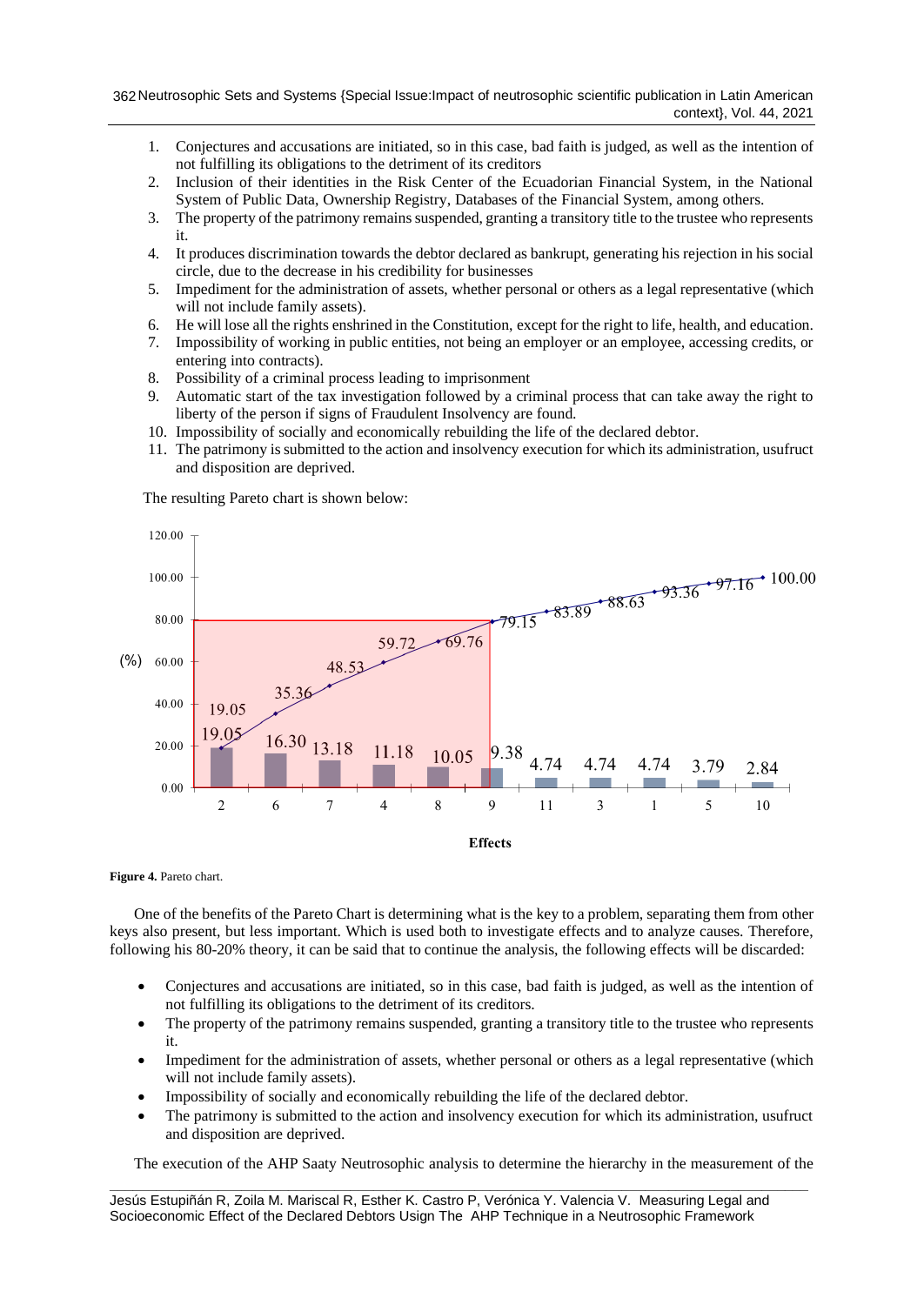1. Conjectures and accusations are initiated, so in this case, bad faith is judged, as well as the intention of not fulfilling its obligations to the detriment of its creditors
2. Inclusion of their identities in the Risk Center of the Ecuadorian Financial System, in the National System of Public Data, Ownership Registry, Databases of the Financial System, among others.
3. The property of the patrimony remains suspended, granting a transitory title to the trustee who represents it.
4. It produces discrimination towards the debtor declared as bankrupt, generating his rejection in his social circle, due to the decrease in his credibility for businesses
5. Impediment for the administration of assets, whether personal or others as a legal representative (which will not include family assets).
6. He will lose all the rights enshrined in the Constitution, except for the right to life, health, and education.
7. Impossibility of working in public entities, not being an employer or an employee, accessing credits, or entering into contracts).
8. Possibility of a criminal process leading to imprisonment
9. Automatic start of the tax investigation followed by a criminal process that can take away the right to liberty of the person if signs of Fraudulent Insolvency are found.
10. Impossibility of socially and economically rebuilding the life of the declared debtor.
11. The patrimony is submitted to the action and insolvency execution for which its administration, usufruct and disposition are deprived.

The resulting Pareto chart is shown below:

| Effects | 2 | 6 | 7 | 4 | 8 | 9 | 11 | 3 | 1 | 5 | 10 |
|---|---|---|---|---|---|---|---|---|---|---|---|
| (%) | 19.05 | 16.30 | 13.18 | 11.18 | 10.05 | 9.38 | 4.74 | 4.74 | 4.74 | 3.79 | 2.84 |
| Cumulative (%) | 19.05 | 35.36 | 48.53 | 59.72 | 69.76 | 79.15 | 83.89 | 88.63 | 93.36 | 97.16 | 100.00 |

**Figure 4.** Pareto chart.

One of the benefits of the Pareto Chart is determining what is the key to a problem, separating them from other keys also present, but less important. Which is used both to investigate effects and to analyze causes. Therefore, following his 80-20% theory, it can be said that to continue the analysis, the following effects will be discarded:

- Conjectures and accusations are initiated, so in this case, bad faith is judged, as well as the intention of not fulfilling its obligations to the detriment of its creditors.
- The property of the patrimony remains suspended, granting a transitory title to the trustee who represents it.
- Impediment for the administration of assets, whether personal or others as a legal representative (which will not include family assets).
- Impossibility of socially and economically rebuilding the life of the declared debtor.
- The patrimony is submitted to the action and insolvency execution for which its administration, usufruct and disposition are deprived.

The execution of the AHP Saaty Neutrosophic analysis to determine the hierarchy in the measurement of the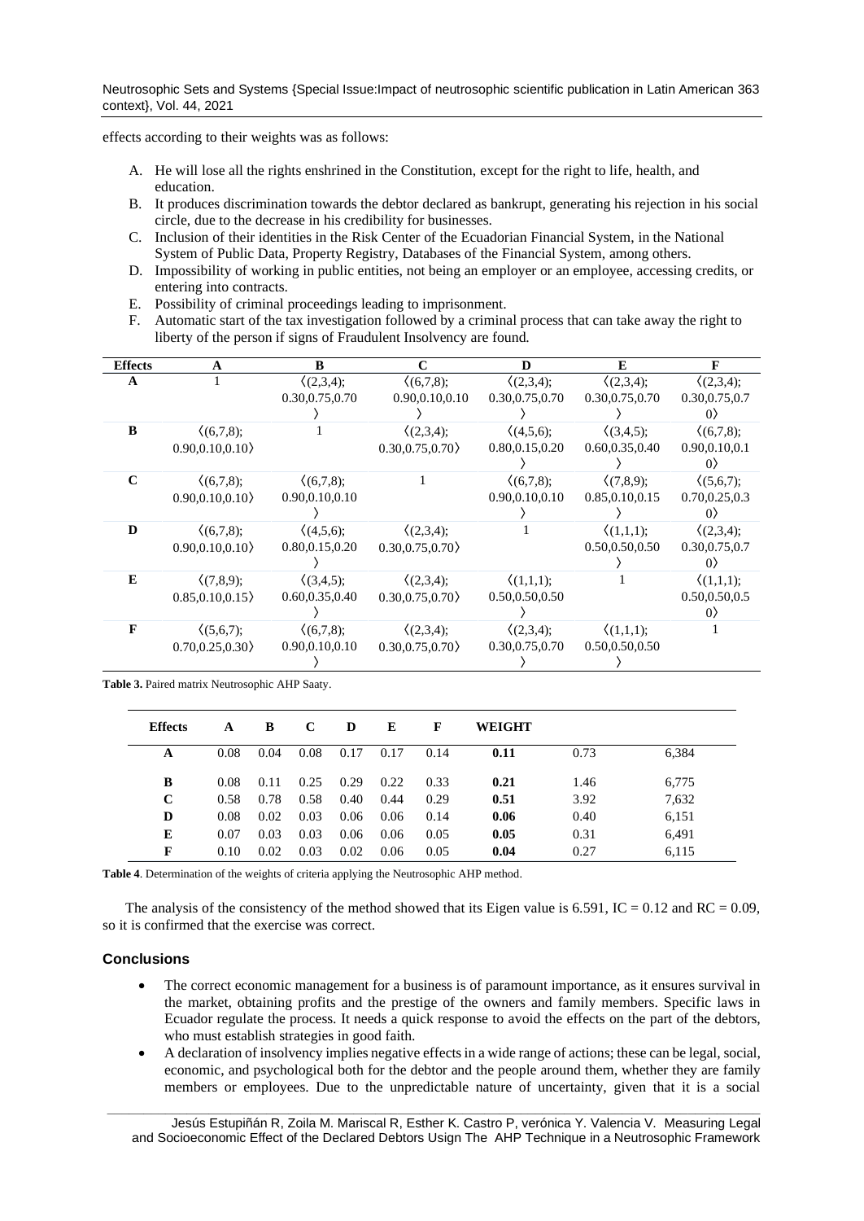effects according to their weights was as follows:

A. He will lose all the rights enshrined in the Constitution, except for the right to life, health, and education.
B. It produces discrimination towards the debtor declared as bankrupt, generating his rejection in his social circle, due to the decrease in his credibility for businesses.
C. Inclusion of their identities in the Risk Center of the Ecuadorian Financial System, in the National System of Public Data, Property Registry, Databases of the Financial System, among others.
D. Impossibility of working in public entities, not being an employer or an employee, accessing credits, or entering into contracts.
E. Possibility of criminal proceedings leading to imprisonment.
F. Automatic start of the tax investigation followed by a criminal process that can take away the right to liberty of the person if signs of Fraudulent Insolvency are found.

| Effects | A | B | C | D | E | F |
|---|---|---|---|---|---|---|
| A | 1 | ⟨(2,3,4); 0.30,0.75,0.70⟩ | ⟨(6,7,8); 0.90,0.10,0.10⟩ | ⟨(2,3,4); 0.30,0.75,0.70⟩ | ⟨(2,3,4); 0.30,0.75,0.70⟩ | ⟨(2,3,4); 0.30,0.75,0.70⟩ |
| B | ⟨(6,7,8); 0.90,0.10,0.10⟩ | 1 | ⟨(2,3,4); 0.30,0.75,0.70⟩ | ⟨(4,5,6); 0.80,0.15,0.20⟩ | ⟨(3,4,5); 0.60,0.35,0.40⟩ | ⟨(6,7,8); 0.90,0.10,0.10⟩ |
| C | ⟨(6,7,8); 0.90,0.10,0.10⟩ | ⟨(6,7,8); 0.90,0.10,0.10⟩ | 1 | ⟨(6,7,8); 0.90,0.10,0.10⟩ | ⟨(7,8,9); 0.85,0.10,0.15⟩ | ⟨(5,6,7); 0.70,0.25,0.30⟩ |
| D | ⟨(6,7,8); 0.90,0.10,0.10⟩ | ⟨(4,5,6); 0.80,0.15,0.20⟩ | ⟨(2,3,4); 0.30,0.75,0.70⟩ | 1 | ⟨(1,1,1); 0.50,0.50,0.50⟩ | ⟨(2,3,4); 0.30,0.75,0.70⟩ |
| E | ⟨(7,8,9); 0.85,0.10,0.15⟩ | ⟨(3,4,5); 0.60,0.35,0.40⟩ | ⟨(2,3,4); 0.30,0.75,0.70⟩ | ⟨(1,1,1); 0.50,0.50,0.50⟩ | 1 | ⟨(1,1,1); 0.50,0.50,0.50⟩ |
| F | ⟨(5,6,7); 0.70,0.25,0.30⟩ | ⟨(6,7,8); 0.90,0.10,0.10⟩ | ⟨(2,3,4); 0.30,0.75,0.70⟩ | ⟨(2,3,4); 0.30,0.75,0.70⟩ | ⟨(1,1,1); 0.50,0.50,0.50⟩ | 1 |

**Table 3.** Paired matrix Neutrosophic AHP Saaty.

| Effects | A | B | C | D | E | F | WEIGHT | | |
|---|---|---|---|---|---|---|---|---|---|
| A | 0.08 | 0.04 | 0.08 | 0.17 | 0.17 | 0.14 | **0.11** | 0.73 | 6,384 |
| B | 0.08 | 0.11 | 0.25 | 0.29 | 0.22 | 0.33 | **0.21** | 1.46 | 6,775 |
| C | 0.58 | 0.78 | 0.58 | 0.40 | 0.44 | 0.29 | **0.51** | 3.92 | 7,632 |
| D | 0.08 | 0.02 | 0.03 | 0.06 | 0.06 | 0.14 | **0.06** | 0.40 | 6,151 |
| E | 0.07 | 0.03 | 0.03 | 0.06 | 0.06 | 0.05 | **0.05** | 0.31 | 6,491 |
| F | 0.10 | 0.02 | 0.03 | 0.02 | 0.06 | 0.05 | **0.04** | 0.27 | 6,115 |

**Table 4**. Determination of the weights of criteria applying the Neutrosophic AHP method.

The analysis of the consistency of the method showed that its Eigen value is 6.591, IC = 0.12 and RC = 0.09, so it is confirmed that the exercise was correct.

## Conclusions

- The correct economic management for a business is of paramount importance, as it ensures survival in the market, obtaining profits and the prestige of the owners and family members. Specific laws in Ecuador regulate the process. It needs a quick response to avoid the effects on the part of the debtors, who must establish strategies in good faith.
- A declaration of insolvency implies negative effects in a wide range of actions; these can be legal, social, economic, and psychological both for the debtor and the people around them, whether they are family members or employees. Due to the unpredictable nature of uncertainty, given that it is a social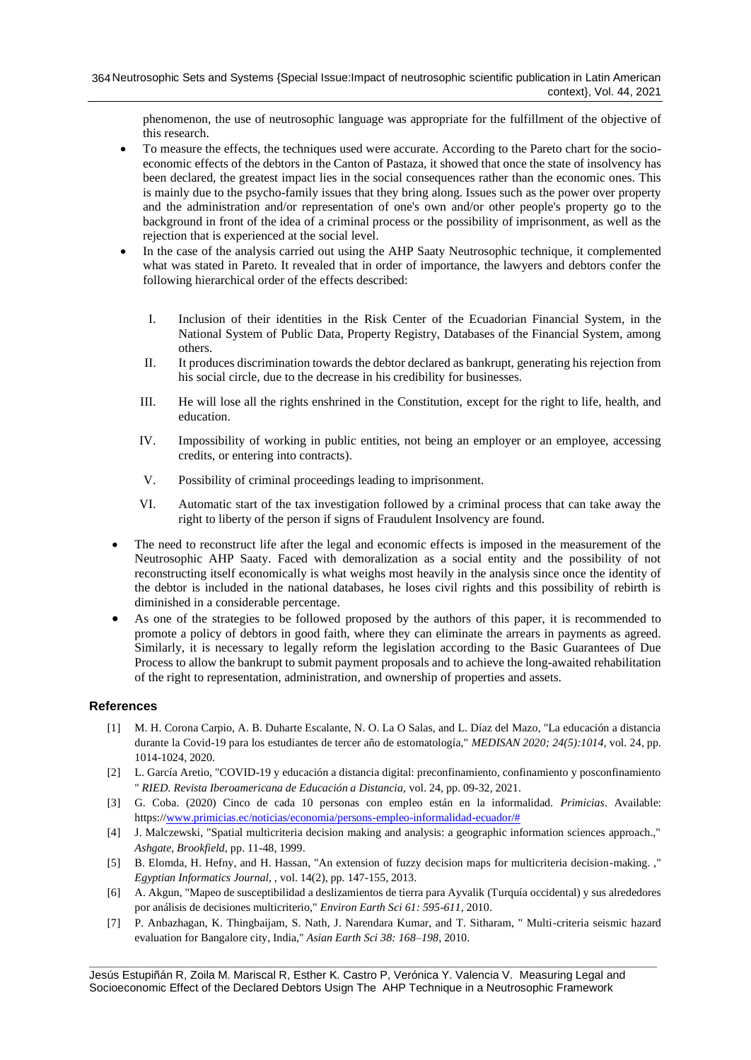phenomenon, the use of neutrosophic language was appropriate for the fulfillment of the objective of this research.

- To measure the effects, the techniques used were accurate. According to the Pareto chart for the socio-economic effects of the debtors in the Canton of Pastaza, it showed that once the state of insolvency has been declared, the greatest impact lies in the social consequences rather than the economic ones. This is mainly due to the psycho-family issues that they bring along. Issues such as the power over property and the administration and/or representation of one's own and/or other people's property go to the background in front of the idea of a criminal process or the possibility of imprisonment, as well as the rejection that is experienced at the social level.
- In the case of the analysis carried out using the AHP Saaty Neutrosophic technique, it complemented what was stated in Pareto. It revealed that in order of importance, the lawyers and debtors confer the following hierarchical order of the effects described:

    I. Inclusion of their identities in the Risk Center of the Ecuadorian Financial System, in the National System of Public Data, Property Registry, Databases of the Financial System, among others.
    II. It produces discrimination towards the debtor declared as bankrupt, generating his rejection from his social circle, due to the decrease in his credibility for businesses.
    III. He will lose all the rights enshrined in the Constitution, except for the right to life, health, and education.
    IV. Impossibility of working in public entities, not being an employer or an employee, accessing credits, or entering into contracts).
    V. Possibility of criminal proceedings leading to imprisonment.
    VI. Automatic start of the tax investigation followed by a criminal process that can take away the right to liberty of the person if signs of Fraudulent Insolvency are found.

- The need to reconstruct life after the legal and economic effects is imposed in the measurement of the Neutrosophic AHP Saaty. Faced with demoralization as a social entity and the possibility of not reconstructing itself economically is what weighs most heavily in the analysis since once the identity of the debtor is included in the national databases, he loses civil rights and this possibility of rebirth is diminished in a considerable percentage.
- As one of the strategies to be followed proposed by the authors of this paper, it is recommended to promote a policy of debtors in good faith, where they can eliminate the arrears in payments as agreed. Similarly, it is necessary to legally reform the legislation according to the Basic Guarantees of Due Process to allow the bankrupt to submit payment proposals and to achieve the long-awaited rehabilitation of the right to representation, administration, and ownership of properties and assets.

## References

[1] M. H. Corona Carpio, A. B. Duharte Escalante, N. O. La O Salas, and L. Díaz del Mazo, "La educación a distancia durante la Covid-19 para los estudiantes de tercer año de estomatología," *MEDISAN 2020; 24(5):1014,* vol. 24, pp. 1014-1024, 2020.

[2] L. García Aretio, "COVID-19 y educación a distancia digital: preconfinamiento, confinamiento y posconfinamiento " *RIED. Revista Iberoamericana de Educación a Distancia,* vol. 24, pp. 09-32, 2021.

[3] G. Coba. (2020) Cinco de cada 10 personas con empleo están en la informalidad. *Primicias*. Available: https://www.primicias.ec/noticias/economia/persons-empleo-informalidad-ecuador/#

[4] J. Malczewski, "Spatial multicriteria decision making and analysis: a geographic information sciences approach.," *Ashgate, Brookfield,* pp. 11-48, 1999.

[5] B. Elomda, H. Hefny, and H. Hassan, "An extension of fuzzy decision maps for multicriteria decision-making. ," *Egyptian Informatics Journal,* , vol. 14(2), pp. 147-155, 2013.

[6] A. Akgun, "Mapeo de susceptibilidad a deslizamientos de tierra para Ayvalik (Turquía occidental) y sus alrededores por análisis de decisiones multicriterio," *Environ Earth Sci 61: 595-611,* 2010.

[7] P. Anbazhagan, K. Thingbaijam, S. Nath, J. Narendara Kumar, and T. Sitharam, " Multi-criteria seismic hazard evaluation for Bangalore city, India," *Asian Earth Sci 38: 168–198,* 2010.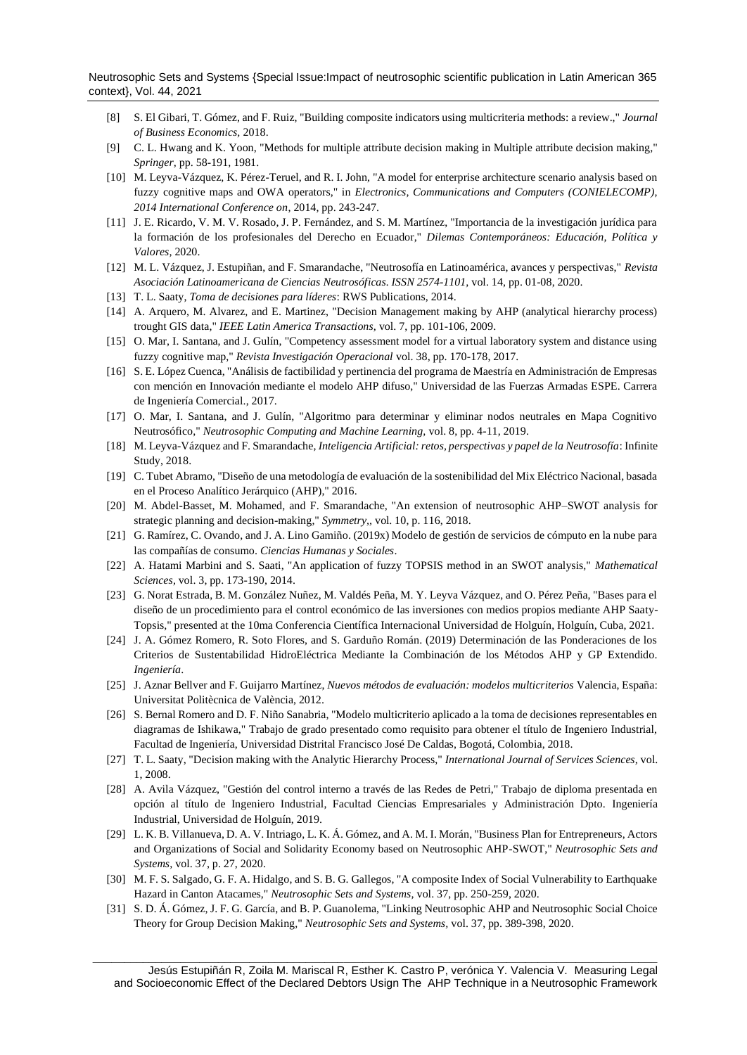[8] S. El Gibari, T. Gómez, and F. Ruiz, "Building composite indicators using multicriteria methods: a review.," *Journal of Business Economics*, 2018.

[9] C. L. Hwang and K. Yoon, "Methods for multiple attribute decision making in Multiple attribute decision making," *Springer*, pp. 58-191, 1981.

[10] M. Leyva-Vázquez, K. Pérez-Teruel, and R. I. John, "A model for enterprise architecture scenario analysis based on fuzzy cognitive maps and OWA operators," in *Electronics, Communications and Computers (CONIELECOMP), 2014 International Conference on*, 2014, pp. 243-247.

[11] J. E. Ricardo, V. M. V. Rosado, J. P. Fernández, and S. M. Martínez, "Importancia de la investigación jurídica para la formación de los profesionales del Derecho en Ecuador," *Dilemas Contemporáneos: Educación, Política y Valores*, 2020.

[12] M. L. Vázquez, J. Estupiñan, and F. Smarandache, "Neutrosofía en Latinoamérica, avances y perspectivas," *Revista Asociación Latinoamericana de Ciencias Neutrosóficas. ISSN 2574-1101*, vol. 14, pp. 01-08, 2020.

[13] T. L. Saaty, *Toma de decisiones para líderes*: RWS Publications, 2014.

[14] A. Arquero, M. Alvarez, and E. Martinez, "Decision Management making by AHP (analytical hierarchy process) trought GIS data," *IEEE Latin America Transactions*, vol. 7, pp. 101-106, 2009.

[15] O. Mar, I. Santana, and J. Gulín, "Competency assessment model for a virtual laboratory system and distance using fuzzy cognitive map," *Revista Investigación Operacional* vol. 38, pp. 170-178, 2017.

[16] S. E. López Cuenca, "Análisis de factibilidad y pertinencia del programa de Maestría en Administración de Empresas con mención en Innovación mediante el modelo AHP difuso," Universidad de las Fuerzas Armadas ESPE. Carrera de Ingeniería Comercial., 2017.

[17] O. Mar, I. Santana, and J. Gulín, "Algoritmo para determinar y eliminar nodos neutrales en Mapa Cognitivo Neutrosófico," *Neutrosophic Computing and Machine Learning*, vol. 8, pp. 4-11, 2019.

[18] M. Leyva-Vázquez and F. Smarandache, *Inteligencia Artificial: retos, perspectivas y papel de la Neutrosofía*: Infinite Study, 2018.

[19] C. Tubet Abramo, "Diseño de una metodología de evaluación de la sostenibilidad del Mix Eléctrico Nacional, basada en el Proceso Analítico Jerárquico (AHP)," 2016.

[20] M. Abdel-Basset, M. Mohamed, and F. Smarandache, "An extension of neutrosophic AHP–SWOT analysis for strategic planning and decision-making," *Symmetry*,, vol. 10, p. 116, 2018.

[21] G. Ramírez, C. Ovando, and J. A. Lino Gamiño. (2019x) Modelo de gestión de servicios de cómputo en la nube para las compañías de consumo. *Ciencias Humanas y Sociales*.

[22] A. Hatami Marbini and S. Saati, "An application of fuzzy TOPSIS method in an SWOT analysis," *Mathematical Sciences*, vol. 3, pp. 173-190, 2014.

[23] G. Norat Estrada, B. M. González Nuñez, M. Valdés Peña, M. Y. Leyva Vázquez, and O. Pérez Peña, "Bases para el diseño de un procedimiento para el control económico de las inversiones con medios propios mediante AHP Saaty-Topsis," presented at the 10ma Conferencia Científica Internacional Universidad de Holguín, Holguín, Cuba, 2021.

[24] J. A. Gómez Romero, R. Soto Flores, and S. Garduño Román. (2019) Determinación de las Ponderaciones de los Criterios de Sustentabilidad HidroEléctrica Mediante la Combinación de los Métodos AHP y GP Extendido. *Ingeniería*.

[25] J. Aznar Bellver and F. Guijarro Martínez, *Nuevos métodos de evaluación: modelos multicriterios* Valencia, España: Universitat Politècnica de València, 2012.

[26] S. Bernal Romero and D. F. Niño Sanabria, "Modelo multicriterio aplicado a la toma de decisiones representables en diagramas de Ishikawa," Trabajo de grado presentado como requisito para obtener el título de Ingeniero Industrial, Facultad de Ingeniería, Universidad Distrital Francisco José De Caldas, Bogotá, Colombia, 2018.

[27] T. L. Saaty, "Decision making with the Analytic Hierarchy Process," *International Journal of Services Sciences*, vol. 1, 2008.

[28] A. Avila Vázquez, "Gestión del control interno a través de las Redes de Petri," Trabajo de diploma presentada en opción al título de Ingeniero Industrial, Facultad Ciencias Empresariales y Administración Dpto. Ingeniería Industrial, Universidad de Holguín, 2019.

[29] L. K. B. Villanueva, D. A. V. Intriago, L. K. Á. Gómez, and A. M. I. Morán, "Business Plan for Entrepreneurs, Actors and Organizations of Social and Solidarity Economy based on Neutrosophic AHP-SWOT," *Neutrosophic Sets and Systems*, vol. 37, p. 27, 2020.

[30] M. F. S. Salgado, G. F. A. Hidalgo, and S. B. G. Gallegos, "A composite Index of Social Vulnerability to Earthquake Hazard in Canton Atacames," *Neutrosophic Sets and Systems*, vol. 37, pp. 250-259, 2020.

[31] S. D. Á. Gómez, J. F. G. García, and B. P. Guanolema, "Linking Neutrosophic AHP and Neutrosophic Social Choice Theory for Group Decision Making," *Neutrosophic Sets and Systems*, vol. 37, pp. 389-398, 2020.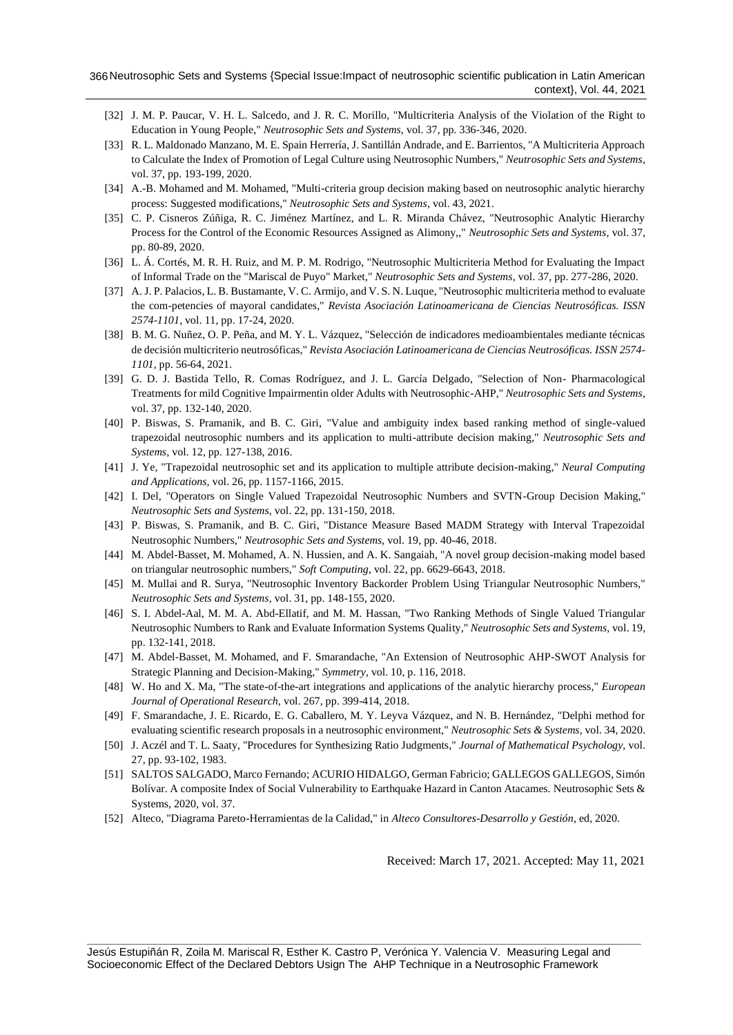[32] J. M. P. Paucar, V. H. L. Salcedo, and J. R. C. Morillo, "Multicriteria Analysis of the Violation of the Right to Education in Young People," *Neutrosophic Sets and Systems*, vol. 37, pp. 336-346, 2020.

[33] R. L. Maldonado Manzano, M. E. Spain Herrería, J. Santillán Andrade, and E. Barrientos, "A Multicriteria Approach to Calculate the Index of Promotion of Legal Culture using Neutrosophic Numbers," *Neutrosophic Sets and Systems*, vol. 37, pp. 193-199, 2020.

[34] A.-B. Mohamed and M. Mohamed, "Multi-criteria group decision making based on neutrosophic analytic hierarchy process: Suggested modifications," *Neutrosophic Sets and Systems*, vol. 43, 2021.

[35] C. P. Cisneros Zúñiga, R. C. Jiménez Martínez, and L. R. Miranda Chávez, "Neutrosophic Analytic Hierarchy Process for the Control of the Economic Resources Assigned as Alimony,," *Neutrosophic Sets and Systems*, vol. 37, pp. 80-89, 2020.

[36] L. Á. Cortés, M. R. H. Ruiz, and M. P. M. Rodrigo, "Neutrosophic Multicriteria Method for Evaluating the Impact of Informal Trade on the "Mariscal de Puyo" Market," *Neutrosophic Sets and Systems*, vol. 37, pp. 277-286, 2020.

[37] A. J. P. Palacios, L. B. Bustamante, V. C. Armijo, and V. S. N. Luque, "Neutrosophic multicriteria method to evaluate the com-petencies of mayoral candidates," *Revista Asociación Latinoamericana de Ciencias Neutrosóficas. ISSN 2574-1101*, vol. 11, pp. 17-24, 2020.

[38] B. M. G. Nuñez, O. P. Peña, and M. Y. L. Vázquez, "Selección de indicadores medioambientales mediante técnicas de decisión multicriterio neutrosóficas," *Revista Asociación Latinoamericana de Ciencias Neutrosóficas. ISSN 2574-1101*, pp. 56-64, 2021.

[39] G. D. J. Bastida Tello, R. Comas Rodríguez, and J. L. García Delgado, "Selection of Non- Pharmacological Treatments for mild Cognitive Impairmentin older Adults with Neutrosophic-AHP," *Neutrosophic Sets and Systems*, vol. 37, pp. 132-140, 2020.

[40] P. Biswas, S. Pramanik, and B. C. Giri, "Value and ambiguity index based ranking method of single-valued trapezoidal neutrosophic numbers and its application to multi-attribute decision making," *Neutrosophic Sets and Systems*, vol. 12, pp. 127-138, 2016.

[41] J. Ye, "Trapezoidal neutrosophic set and its application to multiple attribute decision-making," *Neural Computing and Applications*, vol. 26, pp. 1157-1166, 2015.

[42] I. Del, "Operators on Single Valued Trapezoidal Neutrosophic Numbers and SVTN-Group Decision Making," *Neutrosophic Sets and Systems*, vol. 22, pp. 131-150, 2018.

[43] P. Biswas, S. Pramanik, and B. C. Giri, "Distance Measure Based MADM Strategy with Interval Trapezoidal Neutrosophic Numbers," *Neutrosophic Sets and Systems*, vol. 19, pp. 40-46, 2018.

[44] M. Abdel-Basset, M. Mohamed, A. N. Hussien, and A. K. Sangaiah, "A novel group decision-making model based on triangular neutrosophic numbers," *Soft Computing*, vol. 22, pp. 6629-6643, 2018.

[45] M. Mullai and R. Surya, "Neutrosophic Inventory Backorder Problem Using Triangular Neutrosophic Numbers," *Neutrosophic Sets and Systems*, vol. 31, pp. 148-155, 2020.

[46] S. I. Abdel-Aal, M. M. A. Abd-Ellatif, and M. M. Hassan, "Two Ranking Methods of Single Valued Triangular Neutrosophic Numbers to Rank and Evaluate Information Systems Quality," *Neutrosophic Sets and Systems*, vol. 19, pp. 132-141, 2018.

[47] M. Abdel-Basset, M. Mohamed, and F. Smarandache, "An Extension of Neutrosophic AHP-SWOT Analysis for Strategic Planning and Decision-Making," *Symmetry*, vol. 10, p. 116, 2018.

[48] W. Ho and X. Ma, "The state-of-the-art integrations and applications of the analytic hierarchy process," *European Journal of Operational Research*, vol. 267, pp. 399-414, 2018.

[49] F. Smarandache, J. E. Ricardo, E. G. Caballero, M. Y. Leyva Vázquez, and N. B. Hernández, "Delphi method for evaluating scientific research proposals in a neutrosophic environment," *Neutrosophic Sets & Systems*, vol. 34, 2020.

[50] J. Aczél and T. L. Saaty, "Procedures for Synthesizing Ratio Judgments," *Journal of Mathematical Psychology*, vol. 27, pp. 93-102, 1983.

[51] SALTOS SALGADO, Marco Fernando; ACURIO HIDALGO, German Fabricio; GALLEGOS GALLEGOS, Simón Bolívar. A composite Index of Social Vulnerability to Earthquake Hazard in Canton Atacames. Neutrosophic Sets & Systems, 2020, vol. 37.

[52] Alteco, "Diagrama Pareto-Herramientas de la Calidad," in *Alteco Consultores-Desarrollo y Gestión*, ed, 2020.

Received: March 17, 2021. Accepted: May 11, 2021